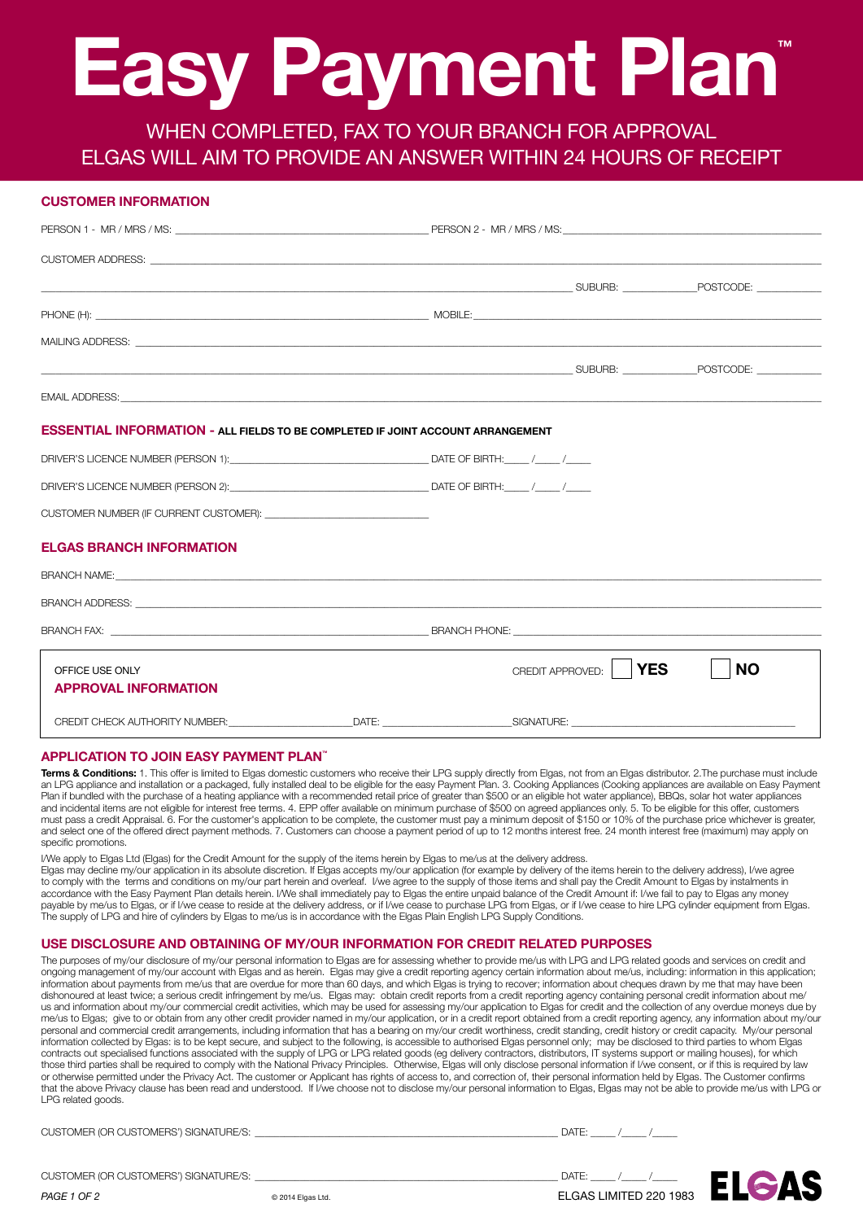# Easy Payment Plan™

WHEN COMPLETED, FAX TO YOUR BRANCH FOR APPROVAL
ELGAS WILL AIM TO PROVIDE AN ANSWER WITHIN 24 HOURS OF RECEIPT

## CUSTOMER INFORMATION

PERSON 1 - MR / MRS / MS: ______________________ PERSON 2 - MR / MRS / MS: ______________________

CUSTOMER ADDRESS: ______________________________________________

______________________________ SUBURB: ____________ POSTCODE: ___________

PHONE (H): ______________________ MOBILE: ______________________

MAILING ADDRESS: ______________________________________________

______________________________ SUBURB: ____________ POSTCODE: ___________

EMAIL ADDRESS: ______________________________________________

## ESSENTIAL INFORMATION - ALL FIELDS TO BE COMPLETED IF JOINT ACCOUNT ARRANGEMENT

DRIVER'S LICENCE NUMBER (PERSON 1): ______________________ DATE OF BIRTH: ____ /____ /____

DRIVER'S LICENCE NUMBER (PERSON 2): ______________________ DATE OF BIRTH: ____ /____ /____

CUSTOMER NUMBER (IF CURRENT CUSTOMER): ______________________

## ELGAS BRANCH INFORMATION

BRANCH NAME: ______________________________________________

BRANCH ADDRESS: ______________________________________________

BRANCH FAX: ______________________ BRANCH PHONE: ______________________

OFFICE USE ONLY

**APPROVAL INFORMATION**

CREDIT APPROVED: ☐ **YES** ☐ **NO**

CREDIT CHECK AUTHORITY NUMBER: ____________ DATE: ____________ SIGNATURE: ______________________

## APPLICATION TO JOIN EASY PAYMENT PLAN™

**Terms & Conditions:** 1. This offer is limited to Elgas domestic customers who receive their LPG supply directly from Elgas, not from an Elgas distributor. 2.The purchase must include an LPG appliance and installation or a packaged, fully installed deal to be eligible for the easy Payment Plan. 3. Cooking Appliances (Cooking appliances are available on Easy Payment Plan if bundled with the purchase of a heating appliance with a recommended retail price of greater than $500 or an eligible hot water appliance), BBQs, solar hot water appliances and incidental items are not eligible for interest free terms. 4. EPP offer available on minimum purchase of $500 on agreed appliances only. 5. To be eligible for this offer, customers must pass a credit Appraisal. 6. For the customer's application to be complete, the customer must pay a minimum deposit of $150 or 10% of the purchase price whichever is greater, and select one of the offered direct payment methods. 7. Customers can choose a payment period of up to 12 months interest free. 24 month interest free (maximum) may apply on specific promotions.

I/We apply to Elgas Ltd (Elgas) for the Credit Amount for the supply of the items herein by Elgas to me/us at the delivery address.
Elgas may decline my/our application in its absolute discretion. If Elgas accepts my/our application (for example by delivery of the items herein to the delivery address), I/we agree to comply with the terms and conditions on my/our part herein and overleaf. I/we agree to the supply of those items and shall pay the Credit Amount to Elgas by instalments in accordance with the Easy Payment Plan details herein. I/We shall immediately pay to Elgas the entire unpaid balance of the Credit Amount if: I/we fail to pay to Elgas any money payable by me/us to Elgas, or if I/we cease to reside at the delivery address, or if I/we cease to purchase LPG from Elgas, or if I/we cease to hire LPG cylinder equipment from Elgas. The supply of LPG and hire of cylinders by Elgas to me/us is in accordance with the Elgas Plain English LPG Supply Conditions.

## USE DISCLOSURE AND OBTAINING OF MY/OUR INFORMATION FOR CREDIT RELATED PURPOSES

The purposes of my/our disclosure of my/our personal information to Elgas are for assessing whether to provide me/us with LPG and LPG related goods and services on credit and ongoing management of my/our account with Elgas and as herein. Elgas may give a credit reporting agency certain information about me/us, including: information in this application; information about payments from me/us that are overdue for more than 60 days, and which Elgas is trying to recover; information about cheques drawn by me that may have been dishonoured at least twice; a serious credit infringement by me/us. Elgas may: obtain credit reports from a credit reporting agency containing personal credit information about me/us and information about my/our commercial credit activities, which may be used for assessing my/our application to Elgas for credit and the collection of any overdue moneys due by me/us to Elgas; give to or obtain from any other credit provider named in my/our application, or in a credit report obtained from a credit reporting agency, any information about my/our personal and commercial credit arrangements, including information that has a bearing on my/our credit worthiness, credit standing, credit history or credit capacity. My/our personal information collected by Elgas: is to be kept secure, and subject to the following, is accessible to authorised Elgas personnel only; may be disclosed to third parties to whom Elgas contracts out specialised functions associated with the supply of LPG or LPG related goods (eg delivery contractors, distributors, IT systems support or mailing houses), for which those third parties shall be required to comply with the National Privacy Principles. Otherwise, Elgas will only disclose personal information if I/we consent, or if this is required by law or otherwise permitted under the Privacy Act. The customer or Applicant has rights of access to, and correction of, their personal information held by Elgas. The Customer confirms that the above Privacy clause has been read and understood. If I/we choose not to disclose my/our personal information to Elgas, Elgas may not be able to provide me/us with LPG or LPG related goods.

CUSTOMER (OR CUSTOMERS') SIGNATURE/S: ______________________ DATE: ____ /____ /____

CUSTOMER (OR CUSTOMERS') SIGNATURE/S: ______________________ DATE: ____ /____ /____

© 2014 Elgas Ltd. ELGAS LIMITED 220 1983

ELGAS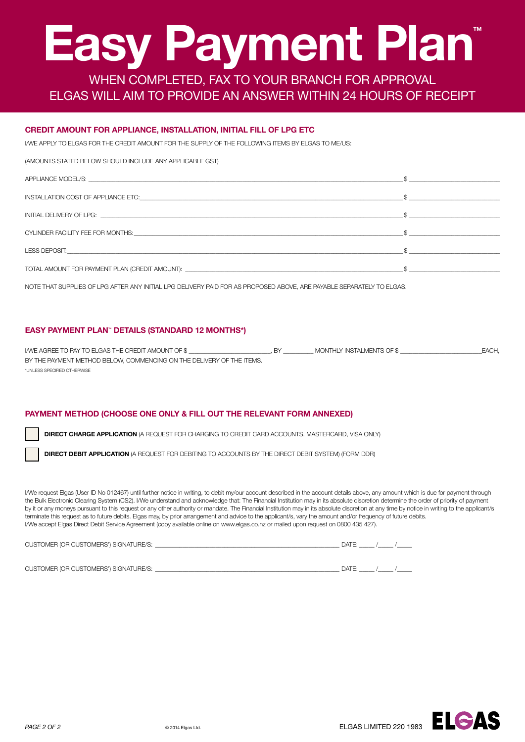# Easy Payment Plan™

WHEN COMPLETED, FAX TO YOUR BRANCH FOR APPROVAL
ELGAS WILL AIM TO PROVIDE AN ANSWER WITHIN 24 HOURS OF RECEIPT

## CREDIT AMOUNT FOR APPLIANCE, INSTALLATION, INITIAL FILL OF LPG ETC

I/WE APPLY TO ELGAS FOR THE CREDIT AMOUNT FOR THE SUPPLY OF THE FOLLOWING ITEMS BY ELGAS TO ME/US:

(AMOUNTS STATED BELOW SHOULD INCLUDE ANY APPLICABLE GST)

APPLIANCE MODEL/S: ______________________________ $ ______________

INSTALLATION COST OF APPLIANCE ETC: ______________________________ $ ______________

INITIAL DELIVERY OF LPG: ______________________________ $ ______________

CYLINDER FACILITY FEE FOR MONTHS: ______________________________ $ ______________

LESS DEPOSIT: ______________________________ $ ______________

TOTAL AMOUNT FOR PAYMENT PLAN (CREDIT AMOUNT): ______________________________ $ ______________

NOTE THAT SUPPLIES OF LPG AFTER ANY INITIAL LPG DELIVERY PAID FOR AS PROPOSED ABOVE, ARE PAYABLE SEPARATELY TO ELGAS.

## EASY PAYMENT PLAN™ DETAILS (STANDARD 12 MONTHS*)

I/WE AGREE TO PAY TO ELGAS THE CREDIT AMOUNT OF $ ______________, BY ________ MONTHLY INSTALMENTS OF $ ______________ EACH, BY THE PAYMENT METHOD BELOW, COMMENCING ON THE DELIVERY OF THE ITEMS.

*UNLESS SPECIFIED OTHERWISE

## PAYMENT METHOD (CHOOSE ONE ONLY & FILL OUT THE RELEVANT FORM ANNEXED)

☐ **DIRECT CHARGE APPLICATION** (A REQUEST FOR CHARGING TO CREDIT CARD ACCOUNTS. MASTERCARD, VISA ONLY)

☐ **DIRECT DEBIT APPLICATION** (A REQUEST FOR DEBITING TO ACCOUNTS BY THE DIRECT DEBIT SYSTEM) (FORM DDR)

I/We request Elgas (User ID No 012467) until further notice in writing, to debit my/our account described in the account details above, any amount which is due for payment through the Bulk Electronic Clearing System (CS2). I/We understand and acknowledge that: The Financial Institution may in its absolute discretion determine the order of priority of payment by it or any moneys pursuant to this request or any other authority or mandate. The Financial Institution may in its absolute discretion at any time by notice in writing to the applicant/s terminate this request as to future debits. Elgas may, by prior arrangement and advice to the applicant/s, vary the amount and/or frequency of future debits.
I/We accept Elgas Direct Debit Service Agreement (copy available online on www.elgas.co.nz or mailed upon request on 0800 435 427).

CUSTOMER (OR CUSTOMERS') SIGNATURE/S: ______________________________ DATE: ____ /____ /____

CUSTOMER (OR CUSTOMERS') SIGNATURE/S: ______________________________ DATE: ____ /____ /____

© 2014 Elgas Ltd. ELGAS LIMITED 220 1983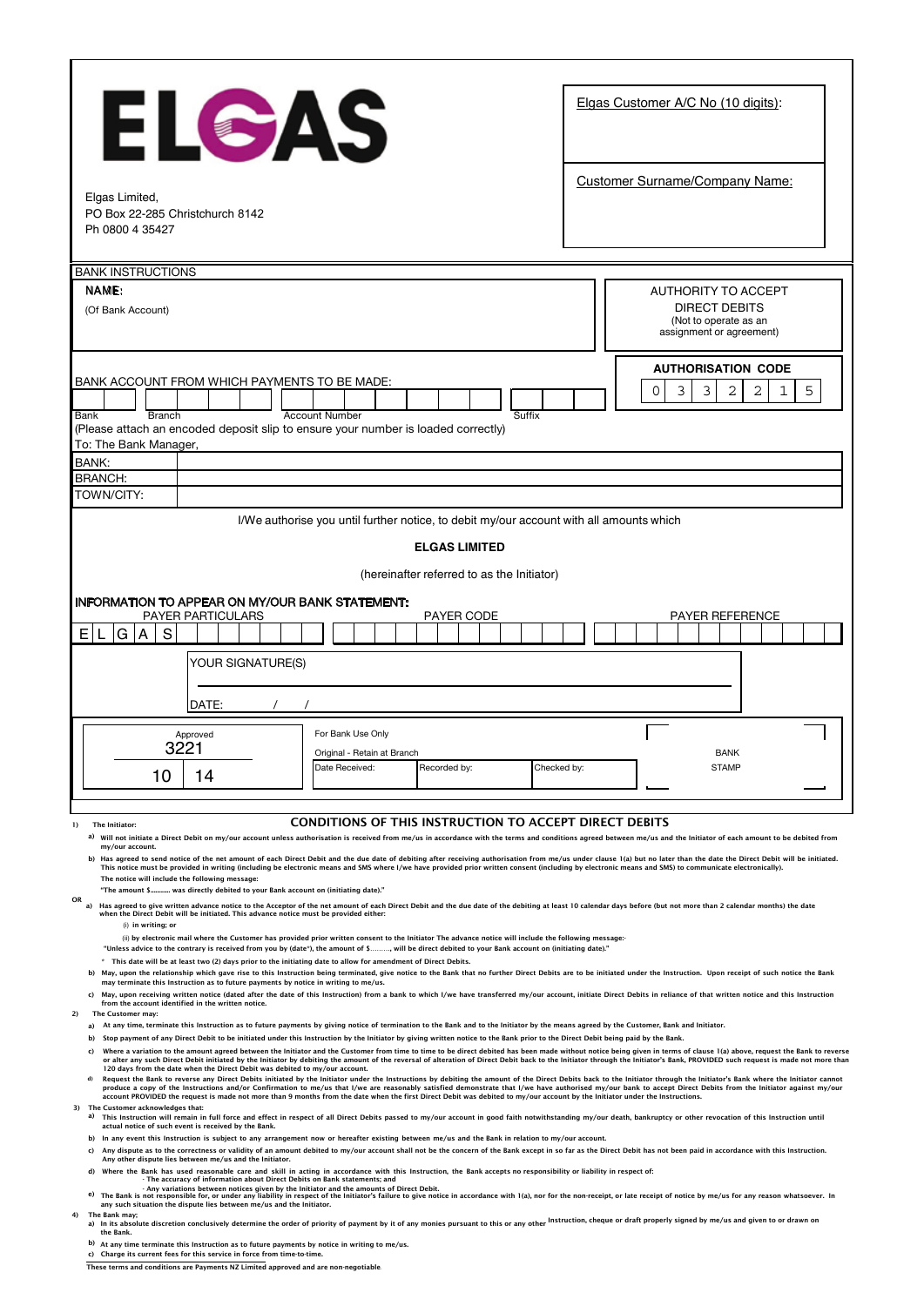# ELGAS

Elgas Limited,
PO Box 22-285 Christchurch 8142
Ph 0800 4 35427

Elgas Customer A/C No (10 digits):

Customer Surname/Company Name:

BANK INSTRUCTIONS

**NAME:**
(Of Bank Account)

AUTHORITY TO ACCEPT DIRECT DEBITS
(Not to operate as an assignment or agreement)

**AUTHORISATION CODE**

| 0 | 3 | 3 | 2 | 2 | 1 | 5 |
|---|---|---|---|---|---|---|

BANK ACCOUNT FROM WHICH PAYMENTS TO BE MADE:

| Bank | Branch | Account Number | Suffix |
|---|---|---|---|
| | | | |

(Please attach an encoded deposit slip to ensure your number is loaded correctly)

To: The Bank Manager,

| BANK: | |
|---|---|
| BRANCH: | |
| TOWN/CITY: | |

I/We authorise you until further notice, to debit my/our account with all amounts which

**ELGAS LIMITED**

(hereinafter referred to as the Initiator)

**INFORMATION TO APPEAR ON MY/OUR BANK STATEMENT:**

| PAYER PARTICULARS | PAYER CODE | PAYER REFERENCE |
|---|---|---|
| ELGAS | | |

YOUR SIGNATURE(S)

DATE: / /

Approved
3221
10 | 14

For Bank Use Only
Original - Retain at Branch

| Date Received: | Recorded by: | Checked by: |
|---|---|---|
| | | |

BANK STAMP

## CONDITIONS OF THIS INSTRUCTION TO ACCEPT DIRECT DEBITS

1) The Initiator:

a) Will not initiate a Direct Debit on my/our account unless authorisation is received from me/us in accordance with the terms and conditions agreed between me/us and the Initiator of each amount to be debited from my/our account.

b) Has agreed to send notice of the net amount of each Direct Debit and the due date of debiting after receiving authorisation from me/us under clause 1(a) but no later than the date the Direct Debit will be initiated. This notice must be provided in writing (including be electronic means and SMS where I/we have provided prior written consent (including by electronic means and SMS) to communicate electronically).
The notice will include the following message:
"The amount $.......... was directly debited to your Bank account on (initiating date)."

OR

a) Has agreed to give written advance notice to the Acceptor of the net amount of each Direct Debit and the due date of the debiting at least 10 calendar days before (but not more than 2 calendar months) the date when the Direct Debit will be initiated. This advance notice must be provided either:
(i) in writing; or
(ii) by electronic mail where the Customer has provided prior written consent to the Initiator The advance notice will include the following message:-
"Unless advice to the contrary is received from you by (date*), the amount of $.........., will be direct debited to your Bank account on (initiating date)."
\* This date will be at least two (2) days prior to the initiating date to allow for amendment of Direct Debits.

b) May, upon the relationship which gave rise to this Instruction being terminated, give notice to the Bank that no further Direct Debits are to be initiated under the Instruction. Upon receipt of such notice the Bank may terminate this Instruction as to future payments by notice in writing to me/us.

c) May, upon receiving written notice (dated after the date of this Instruction) from a bank to which I/we have transferred my/our account, initiate Direct Debits in reliance of that written notice and this Instruction from the account identified in the written notice.

2) The Customer may:

a) At any time, terminate this Instruction as to future payments by giving notice of termination to the Bank and to the Initiator by the means agreed by the Customer, Bank and Initiator.

b) Stop payment of any Direct Debit to be initiated under this Instruction by the Initiator by giving written notice to the Bank prior to the Direct Debit being paid by the Bank.

c) Where a variation to the amount agreed between the Initiator and the Customer from time to time to be direct debited has been made without notice being given in terms of clause 1(a) above, request the Bank to reverse or alter any such Direct Debit initiated by the Initiator by debiting the amount of the reversal of alteration of Direct Debit back to the Initiator through the Initiator's Bank, PROVIDED such request is made not more than 120 days from the date when the Direct Debit was debited to my/our account.

d) Request the Bank to reverse any Direct Debits initiated by the Initiator under the Instructions by debiting the amount of the Direct Debits back to the Initiator through the Initiator's Bank where the Initiator cannot produce a copy of the Instructions and/or Confirmation to me/us that I/we are reasonably satisfied demonstrate that I/we have authorised my/our bank to accept Direct Debits from the Initiator against my/our account PROVIDED the request is made not more than 9 months from the date when the first Direct Debit was debited to my/our account by the Initiator under the Instructions.

3) The Customer acknowledges that:

a) This Instruction will remain in full force and effect in respect of all Direct Debits passed to my/our account in good faith notwithstanding my/our death, bankruptcy or other revocation of this Instruction until actual notice of such event is received by the Bank.

b) In any event this Instruction is subject to any arrangement now or hereafter existing between me/us and the Bank in relation to my/our account.

c) Any dispute as to the correctness or validity of an amount debited to my/our account shall not be the concern of the Bank except in so far as the Direct Debit has not been paid in accordance with this Instruction. Any other dispute lies between me/us and the Initiator.

d) Where the Bank has used reasonable care and skill in acting in accordance with this Instruction, the Bank accepts no responsibility or liability in respect of:
- The accuracy of information about Direct Debits on Bank statements; and
- Any variations between notices given by the Initiator and the amounts of Direct Debit.

e) The Bank is not responsible for, or under any liability in respect of the Initiator's failure to give notice in accordance with 1(a), nor for the non-receipt, or late receipt of notice by me/us for any reason whatsoever. In any such situation the dispute lies between me/us and the Initiator.

4) The Bank may;

a) In its absolute discretion conclusively determine the order of priority of payment by it of any monies pursuant to this or any other Instruction, cheque or draft properly signed by me/us and given to or drawn on the Bank.

b) At any time terminate this Instruction as to future payments by notice in writing to me/us.

c) Charge its current fees for this service in force from time-to-time.

These terms and conditions are Payments NZ Limited approved and are non-negotiable.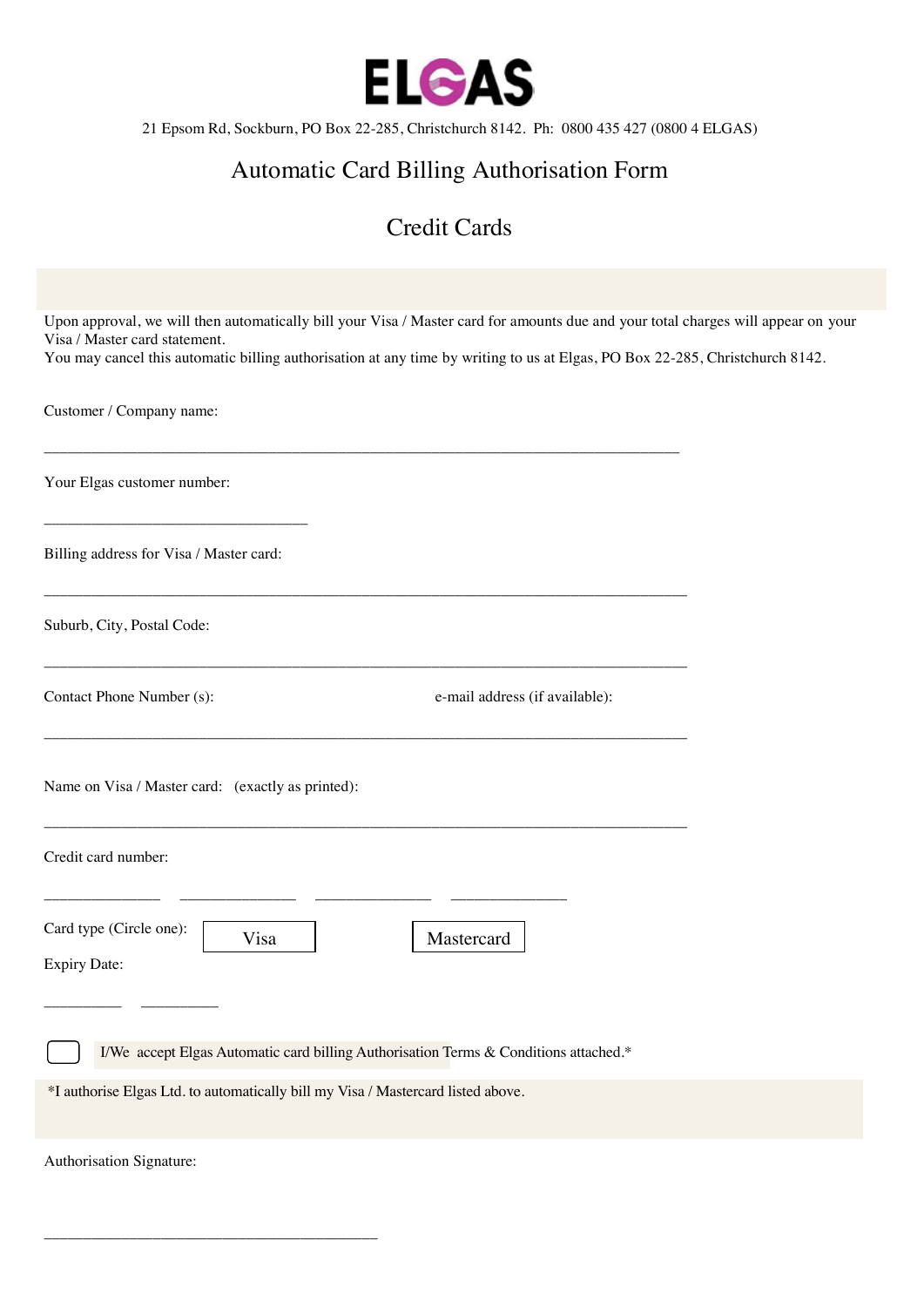# ELGAS

21 Epsom Rd, Sockburn, PO Box 22-285, Christchurch 8142. Ph: 0800 435 427 (0800 4 ELGAS)

## Automatic Card Billing Authorisation Form

## Credit Cards

Upon approval, we will then automatically bill your Visa / Master card for amounts due and your total charges will appear on your Visa / Master card statement.
You may cancel this automatic billing authorisation at any time by writing to us at Elgas, PO Box 22-285, Christchurch 8142.

Customer / Company name:

_______________________________________________________________________________

Your Elgas customer number:

_________________________________

Billing address for Visa / Master card:

_______________________________________________________________________________

Suburb, City, Postal Code:

_______________________________________________________________________________

Contact Phone Number (s): e-mail address (if available):

_______________________________________________________________________________

Name on Visa / Master card: (exactly as printed):

_______________________________________________________________________________

Credit card number:

______________ ______________ ______________ ______________

Card type (Circle one): Visa Mastercard

Expiry Date:

_________ _________

☐ I/We accept Elgas Automatic card billing Authorisation Terms & Conditions attached.*

*I authorise Elgas Ltd. to automatically bill my Visa / Mastercard listed above.

Authorisation Signature:

__________________________________________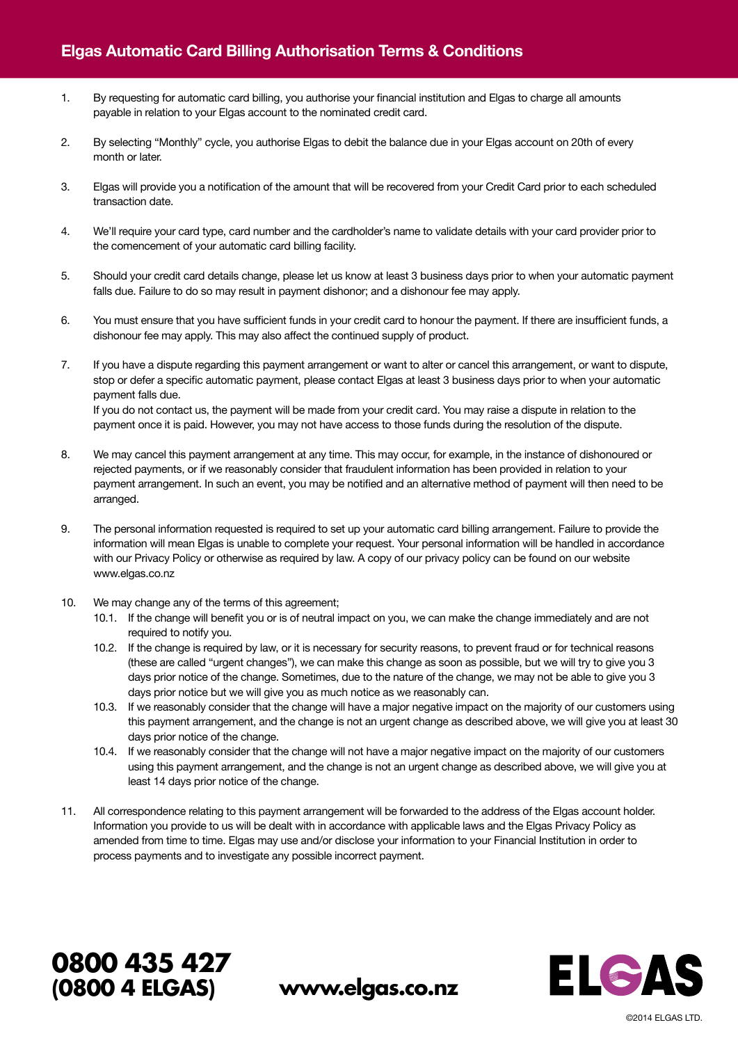# Elgas Automatic Card Billing Authorisation Terms & Conditions

1. By requesting for automatic card billing, you authorise your financial institution and Elgas to charge all amounts payable in relation to your Elgas account to the nominated credit card.

2. By selecting "Monthly" cycle, you authorise Elgas to debit the balance due in your Elgas account on 20th of every month or later.

3. Elgas will provide you a notification of the amount that will be recovered from your Credit Card prior to each scheduled transaction date.

4. We'll require your card type, card number and the cardholder's name to validate details with your card provider prior to the comencement of your automatic card billing facility.

5. Should your credit card details change, please let us know at least 3 business days prior to when your automatic payment falls due. Failure to do so may result in payment dishonor; and a dishonour fee may apply.

6. You must ensure that you have sufficient funds in your credit card to honour the payment. If there are insufficient funds, a dishonour fee may apply. This may also affect the continued supply of product.

7. If you have a dispute regarding this payment arrangement or want to alter or cancel this arrangement, or want to dispute, stop or defer a specific automatic payment, please contact Elgas at least 3 business days prior to when your automatic payment falls due.
   If you do not contact us, the payment will be made from your credit card. You may raise a dispute in relation to the payment once it is paid. However, you may not have access to those funds during the resolution of the dispute.

8. We may cancel this payment arrangement at any time. This may occur, for example, in the instance of dishonoured or rejected payments, or if we reasonably consider that fraudulent information has been provided in relation to your payment arrangement. In such an event, you may be notified and an alternative method of payment will then need to be arranged.

9. The personal information requested is required to set up your automatic card billing arrangement. Failure to provide the information will mean Elgas is unable to complete your request. Your personal information will be handled in accordance with our Privacy Policy or otherwise as required by law. A copy of our privacy policy can be found on our website www.elgas.co.nz

10. We may change any of the terms of this agreement;
    - 10.1. If the change will benefit you or is of neutral impact on you, we can make the change immediately and are not required to notify you.
    - 10.2. If the change is required by law, or it is necessary for security reasons, to prevent fraud or for technical reasons (these are called "urgent changes"), we can make this change as soon as possible, but we will try to give you 3 days prior notice of the change. Sometimes, due to the nature of the change, we may not be able to give you 3 days prior notice but we will give you as much notice as we reasonably can.
    - 10.3. If we reasonably consider that the change will have a major negative impact on the majority of our customers using this payment arrangement, and the change is not an urgent change as described above, we will give you at least 30 days prior notice of the change.
    - 10.4. If we reasonably consider that the change will not have a major negative impact on the majority of our customers using this payment arrangement, and the change is not an urgent change as described above, we will give you at least 14 days prior notice of the change.

11. All correspondence relating to this payment arrangement will be forwarded to the address of the Elgas account holder. Information you provide to us will be dealt with in accordance with applicable laws and the Elgas Privacy Policy as amended from time to time. Elgas may use and/or disclose your information to your Financial Institution in order to process payments and to investigate any possible incorrect payment.

**0800 435 427**
**(0800 4 ELGAS)**

**www.elgas.co.nz**

ELGAS

©2014 ELGAS LTD.